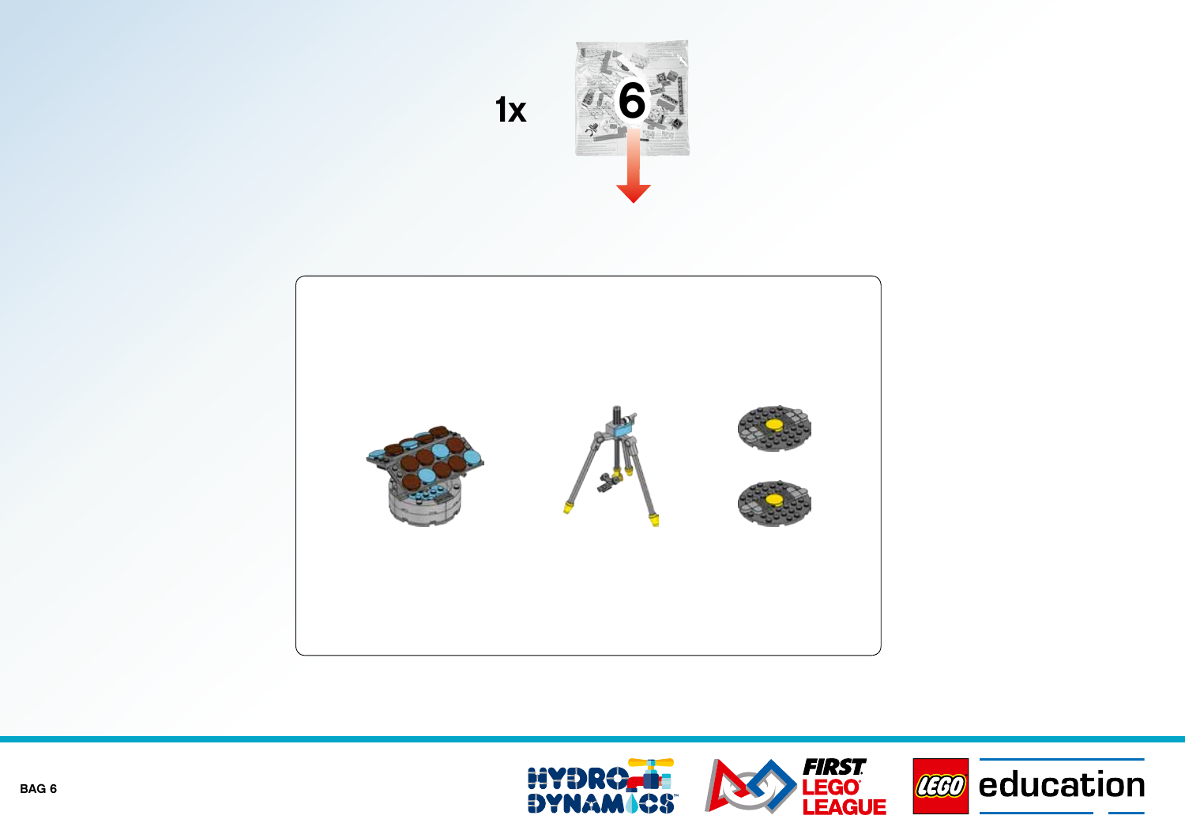1x 6

BAG 6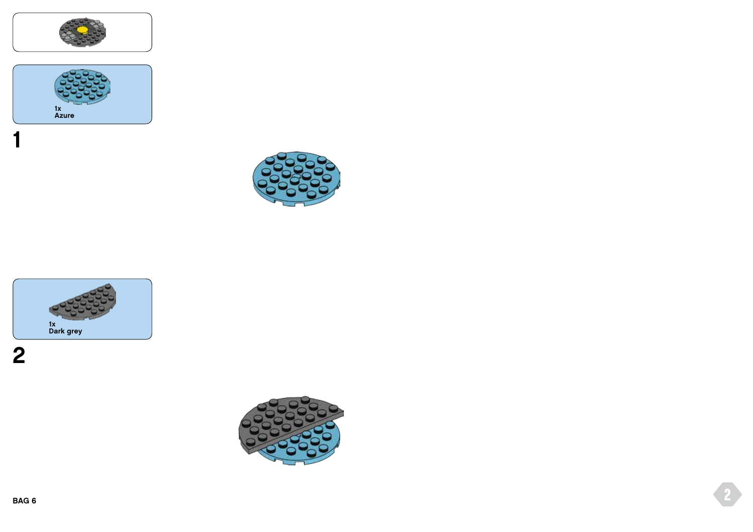1x
Azure

## 1

1x
Dark grey

## 2

BAG 6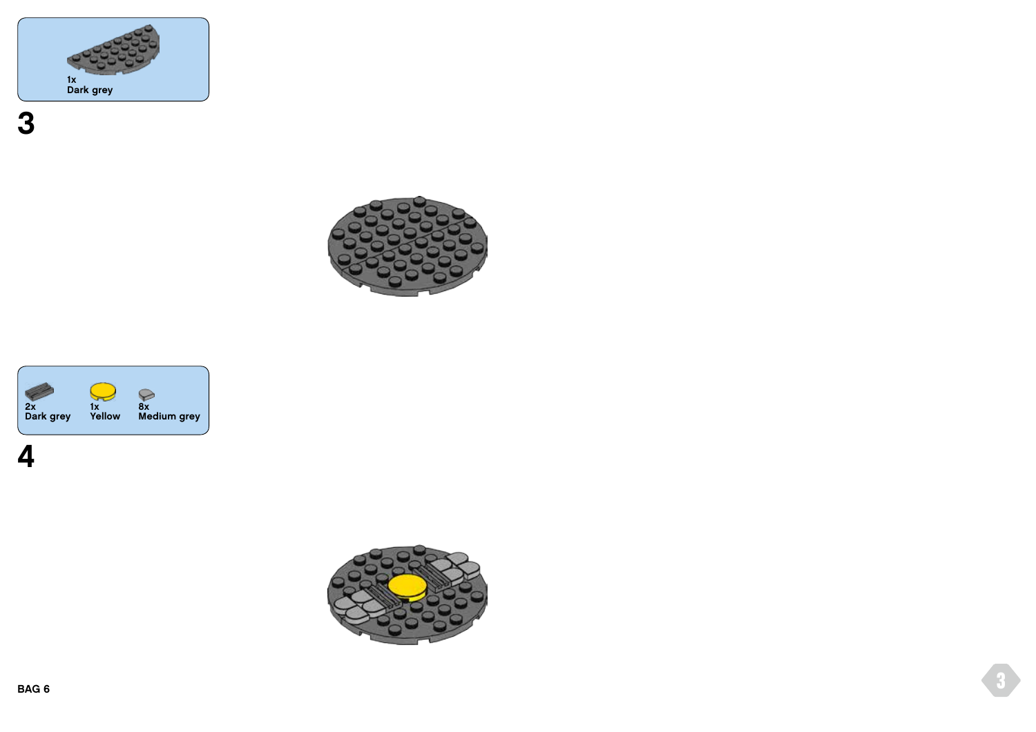1x
Dark grey

3

2x
Dark grey

1x
Yellow

8x
Medium grey

4

BAG 6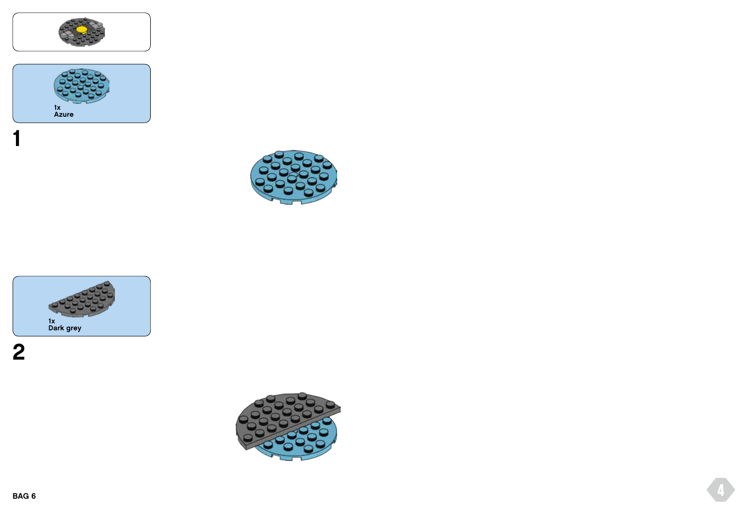1x
Azure

1

1x
Dark grey

2

BAG 6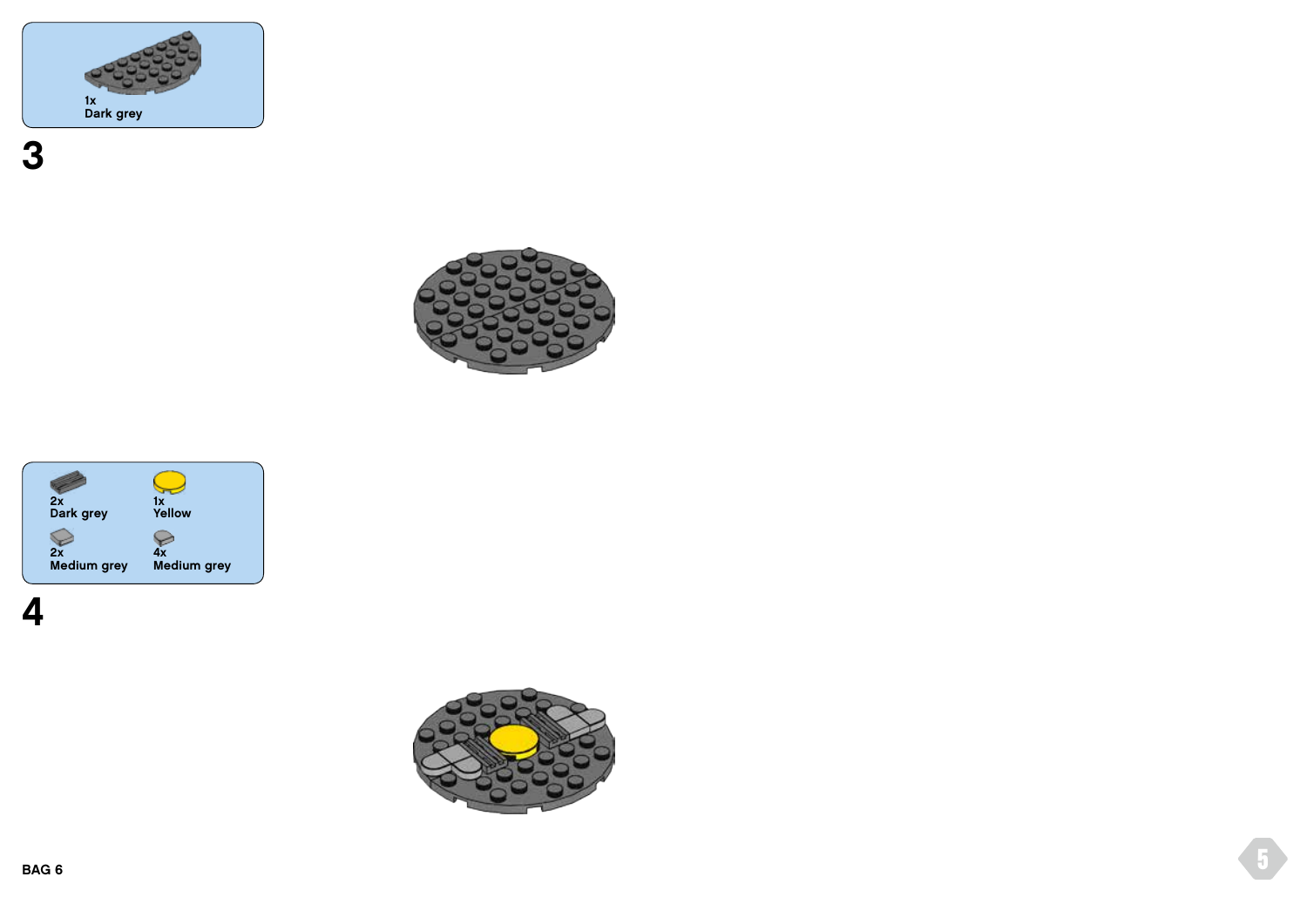1x
Dark grey

3

2x
Dark grey

1x
Yellow

2x
Medium grey

4x
Medium grey

4

BAG 6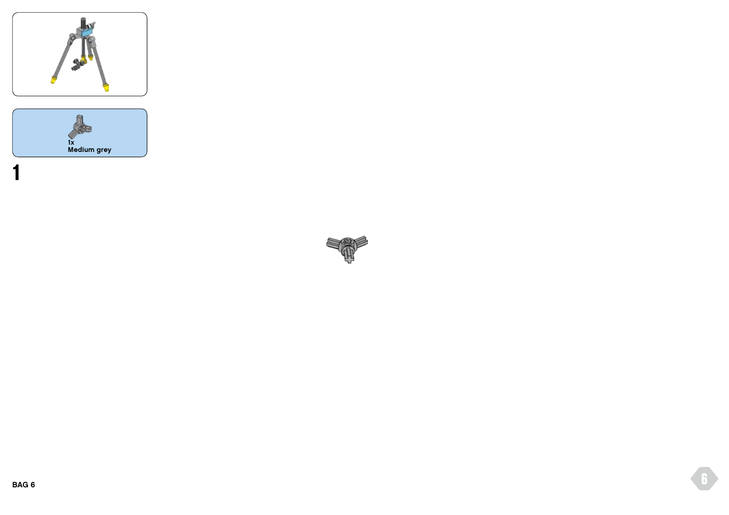1x
Medium grey

1

BAG 6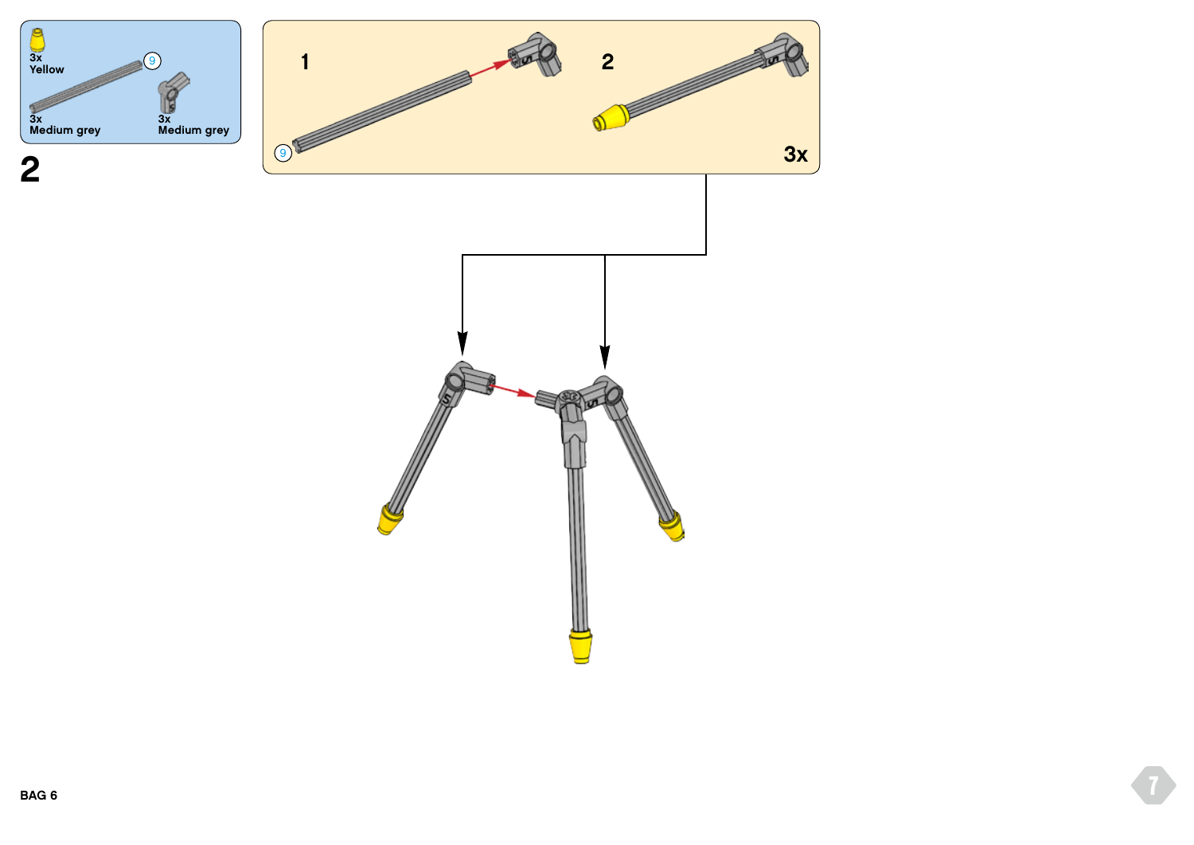3x
Yellow

9

3x
Medium grey

3x
Medium grey

**2**

1

9

2

3x

BAG 6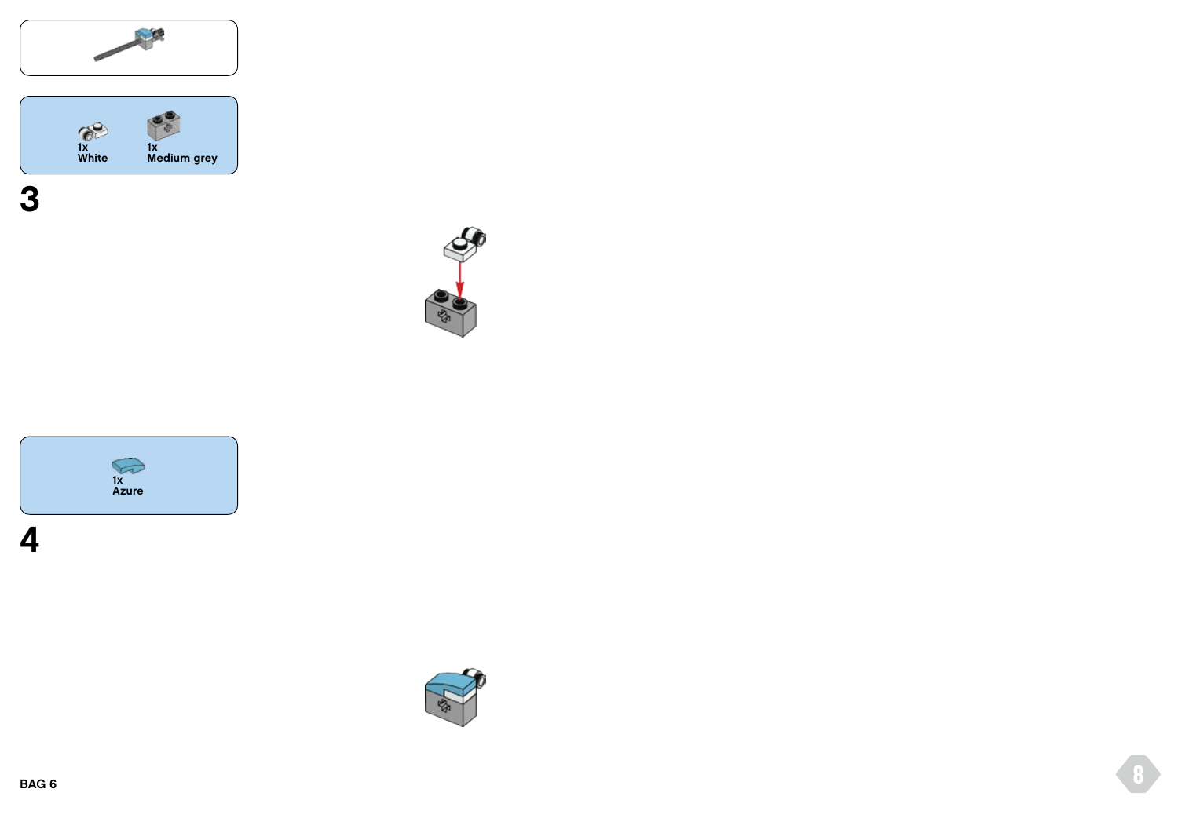1x
White

1x
Medium grey

3

1x
Azure

4

BAG 6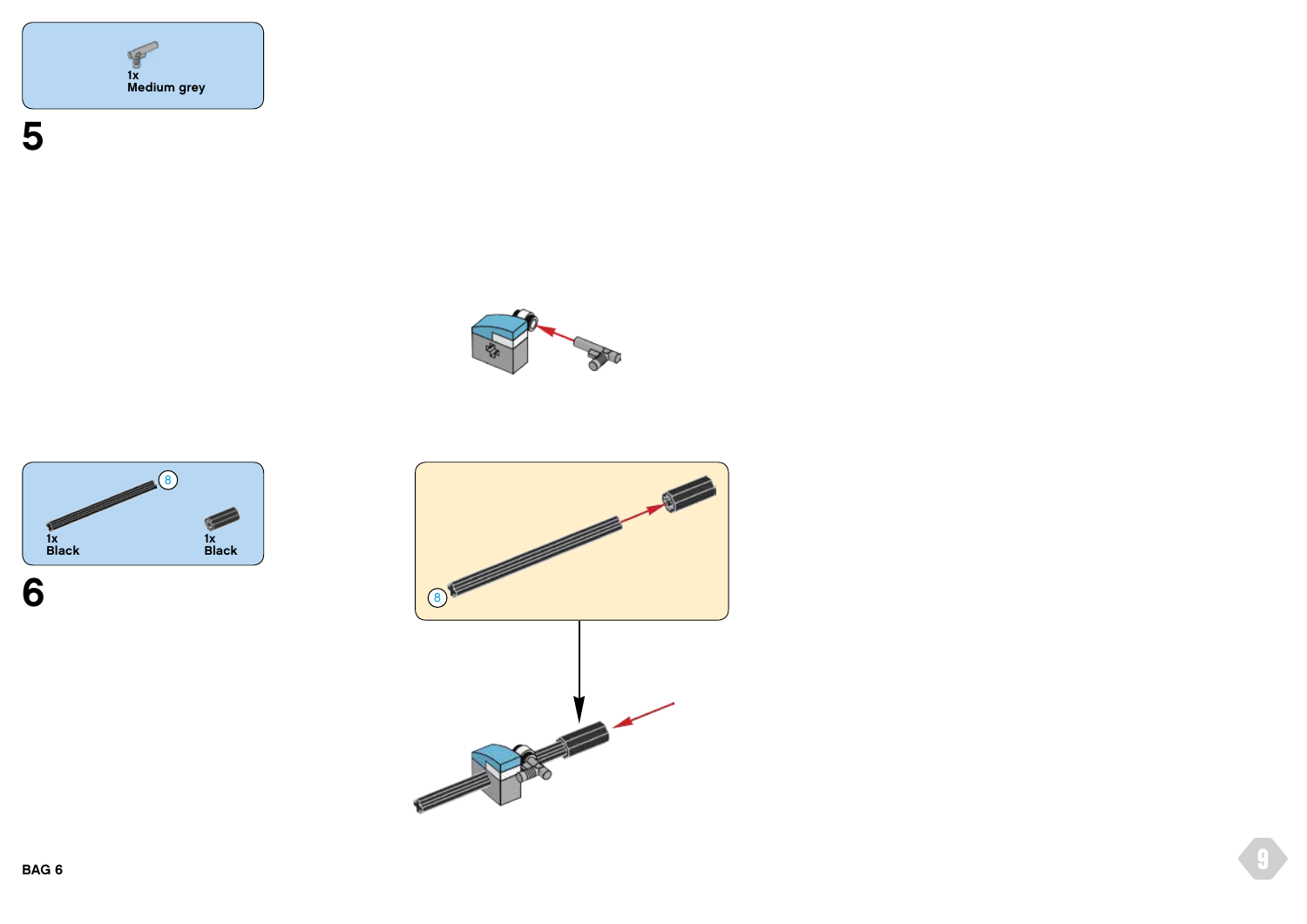1x
Medium grey

## 5

8

1x
Black

1x
Black

## 6

8

BAG 6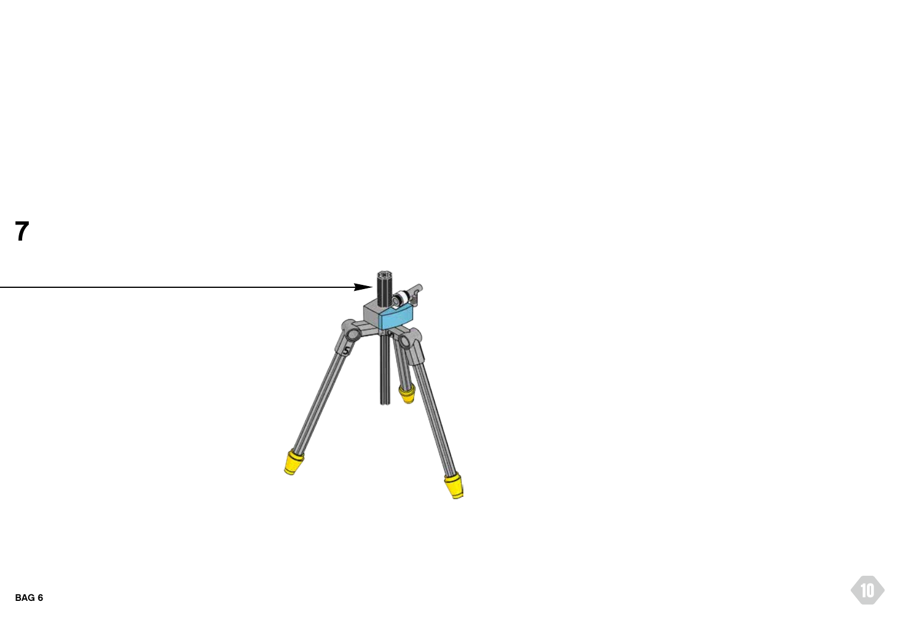7

BAG 6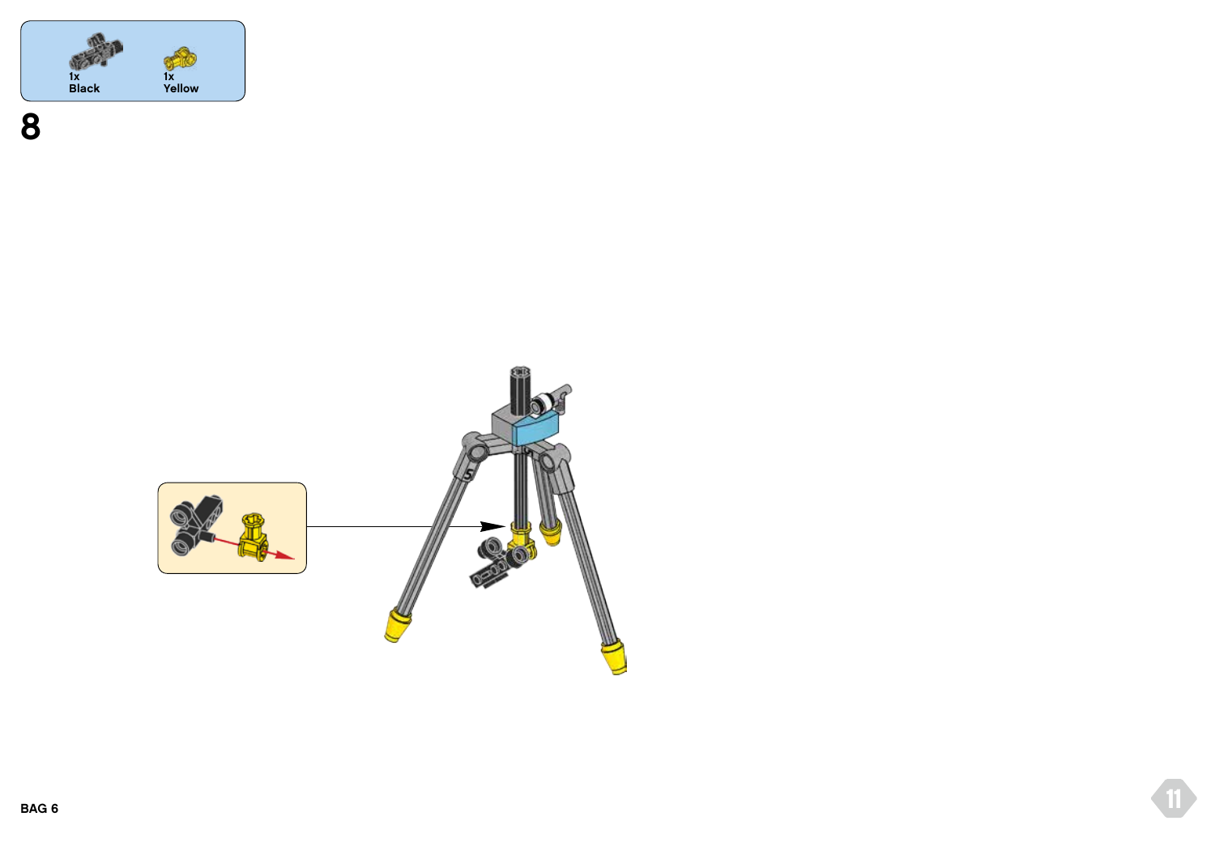1x
Black

1x
Yellow

8

BAG 6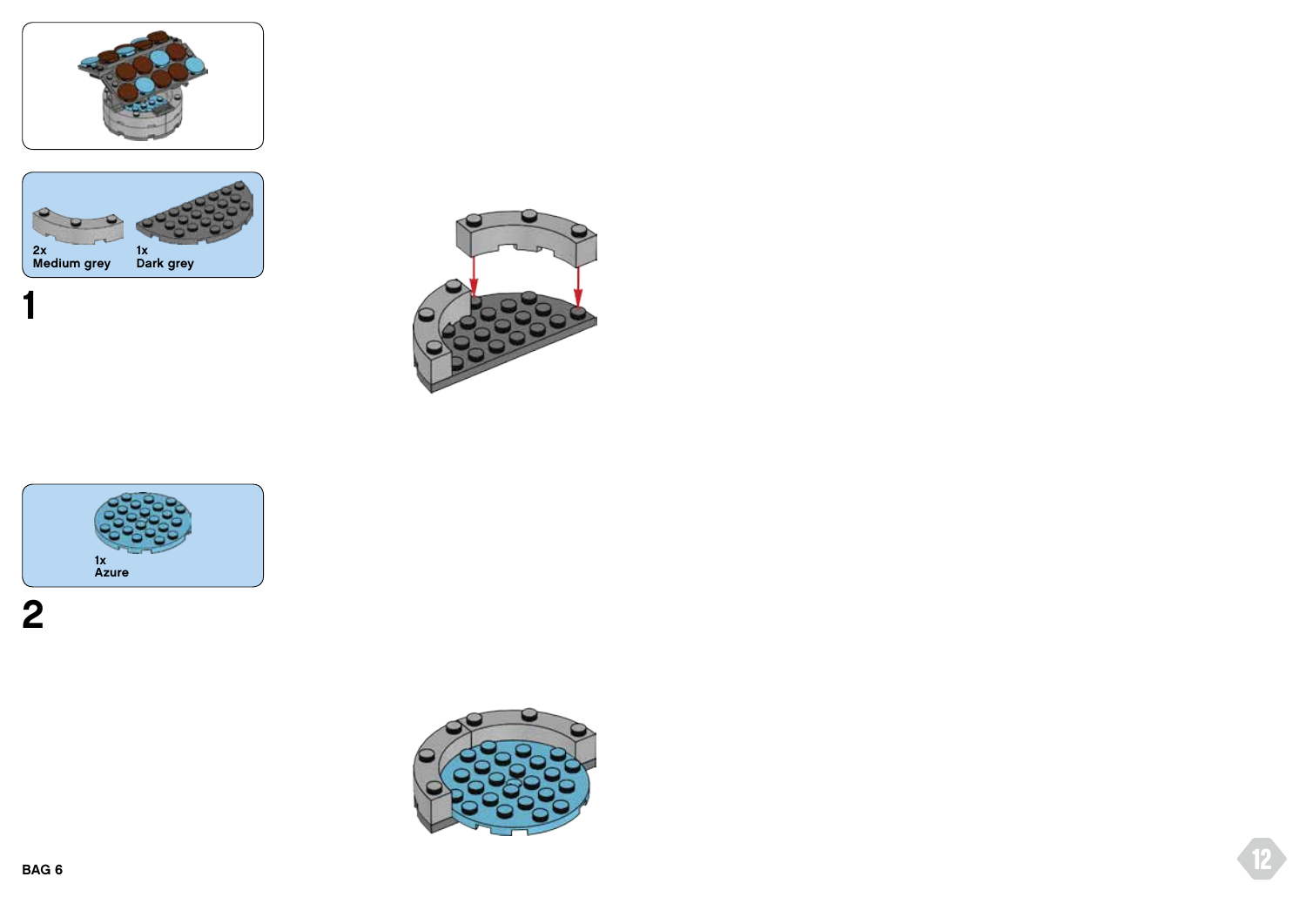2x
Medium grey

1x
Dark grey

1

1x
Azure

2

BAG 6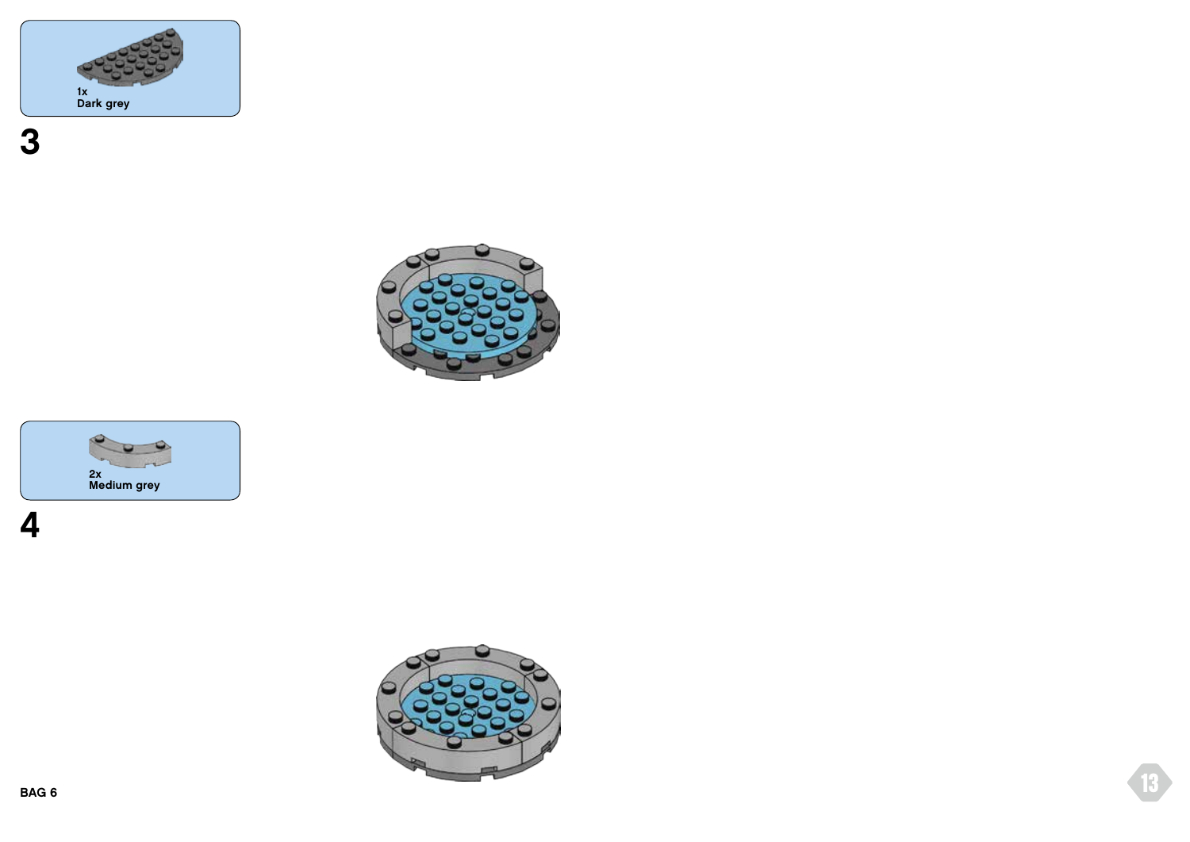1x
Dark grey

3

2x
Medium grey

4

BAG 6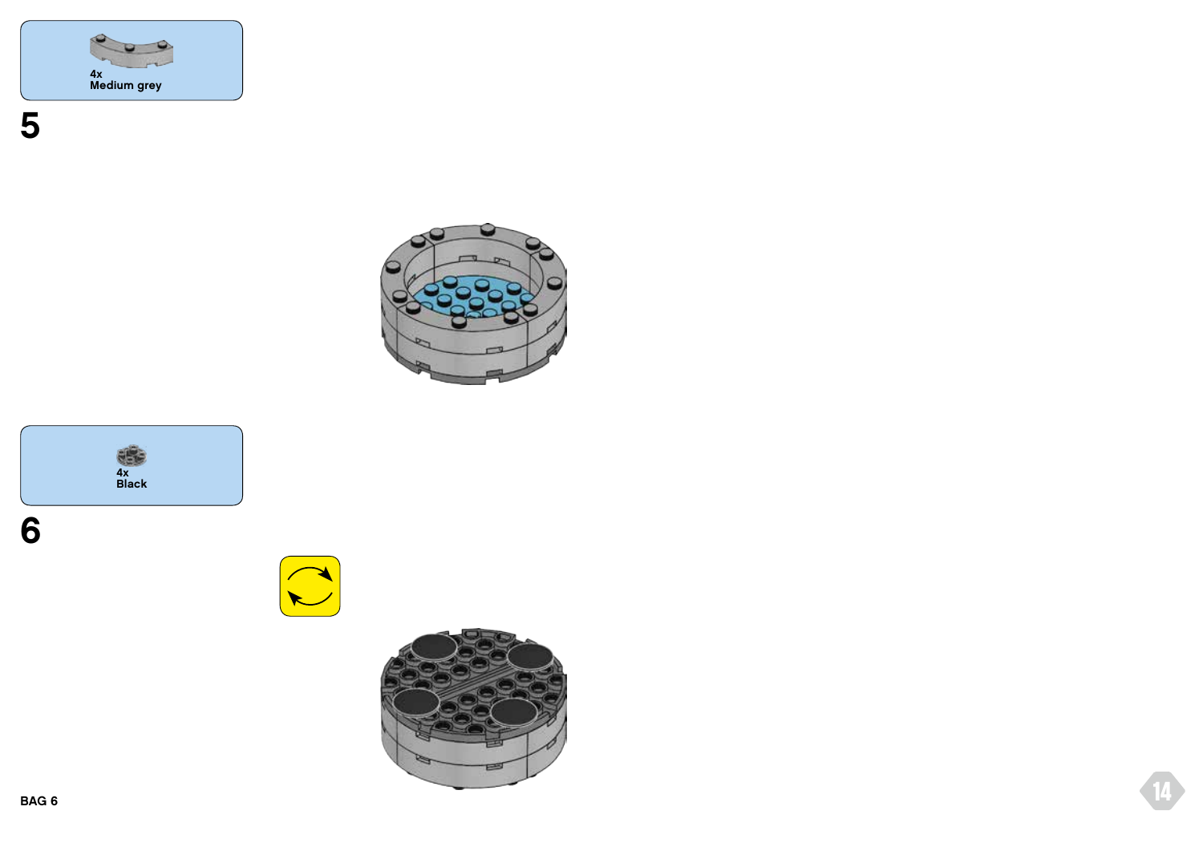4x
Medium grey

5

4x
Black

6

BAG 6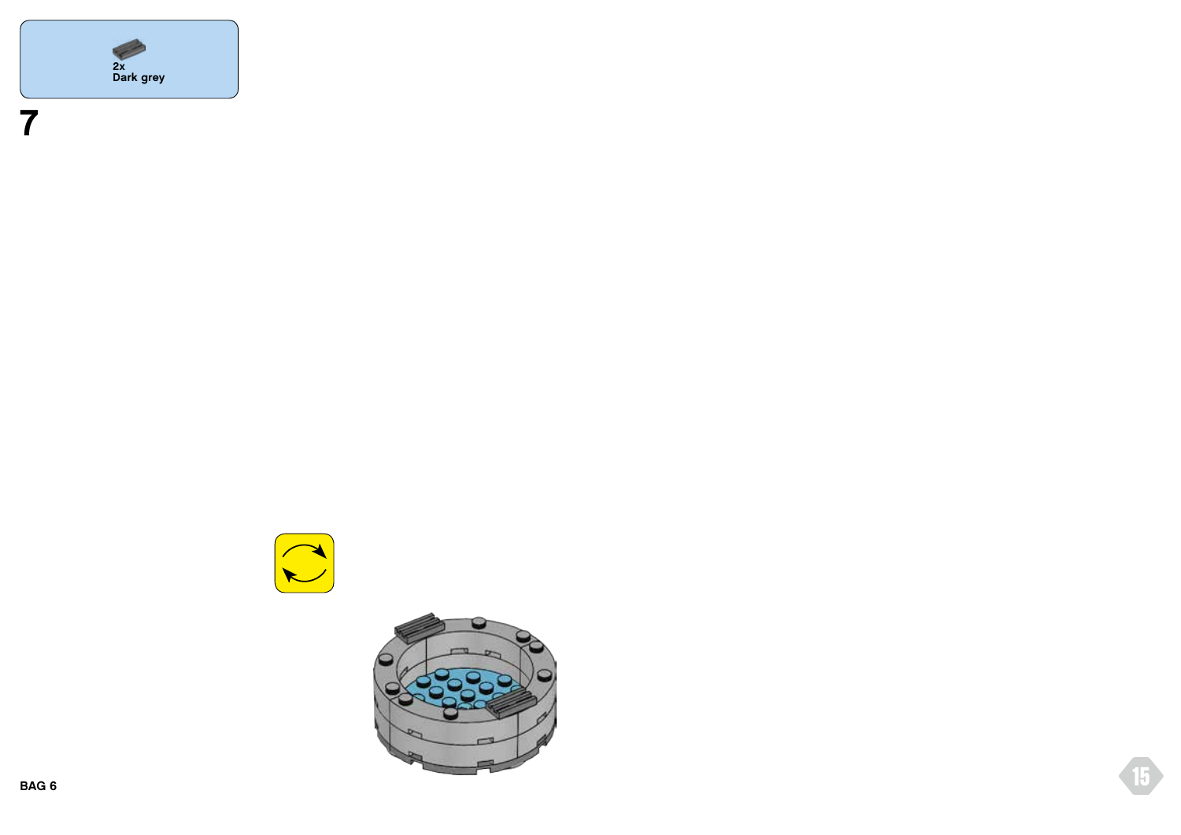2x
Dark grey

# 7

BAG 6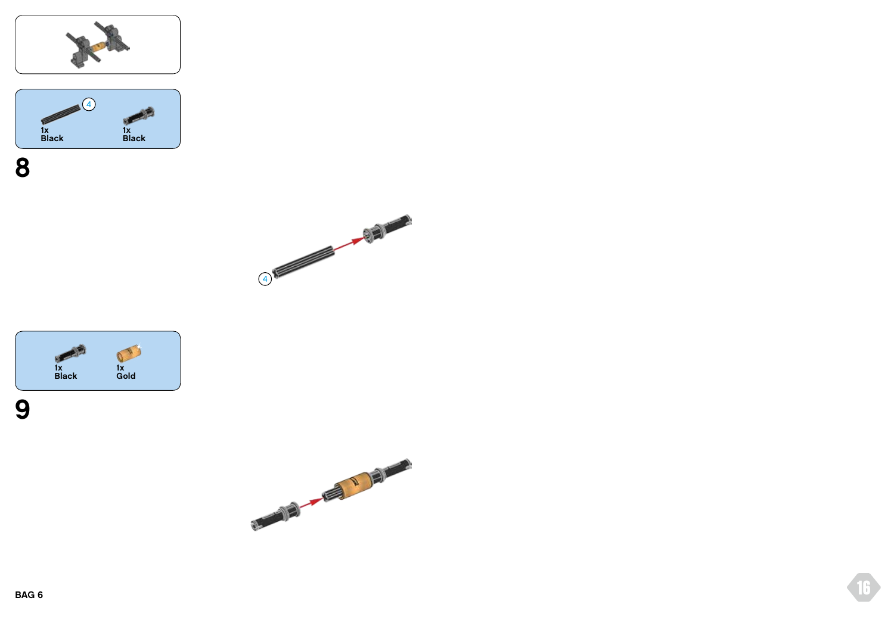4

1x
Black

1x
Black

# 8

4

1x
Black

1x
Gold

# 9

BAG 6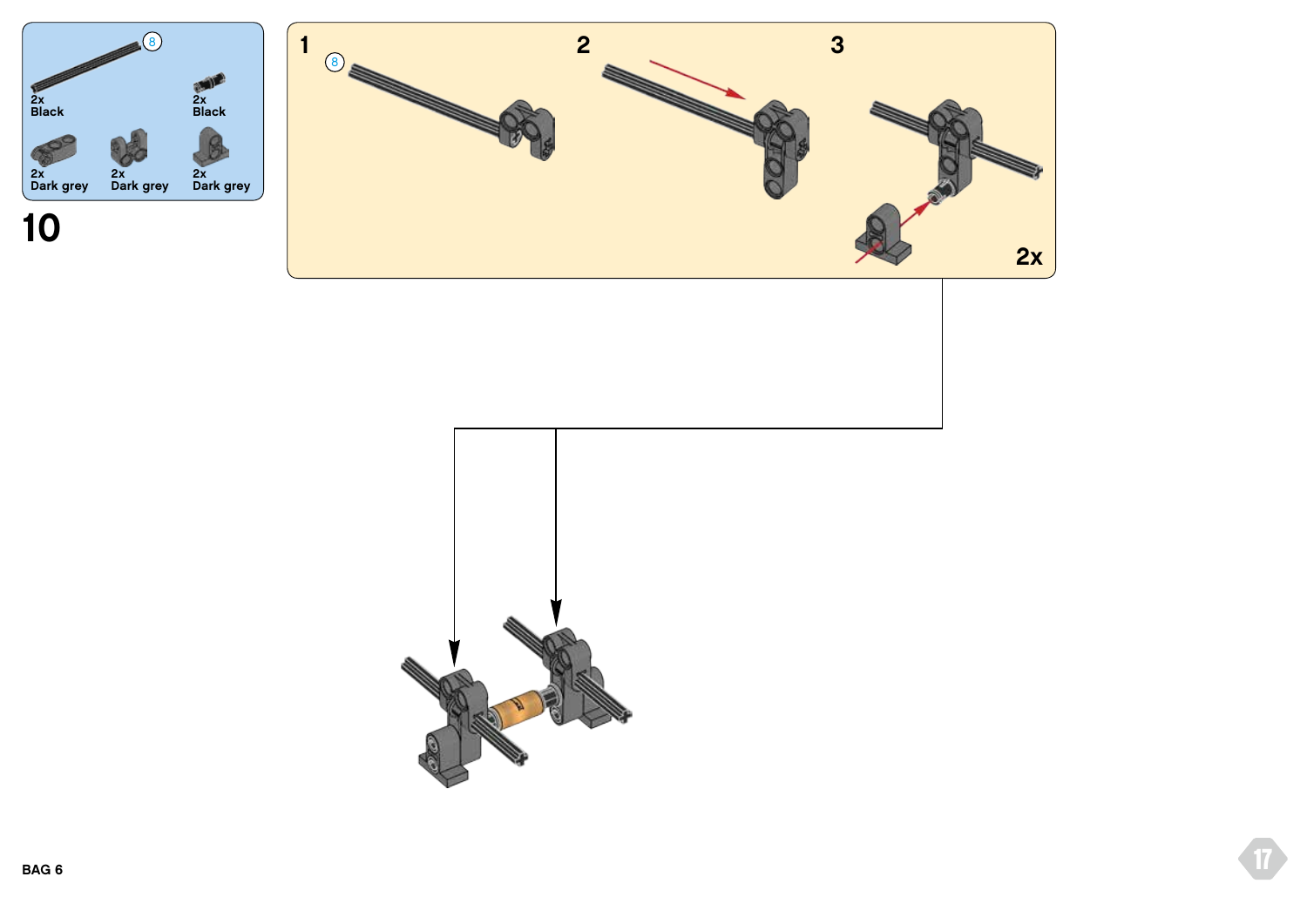8

2x
Black

2x
Black

2x
Dark grey

2x
Dark grey

2x
Dark grey

# 10

1

8

2

3

2x

BAG 6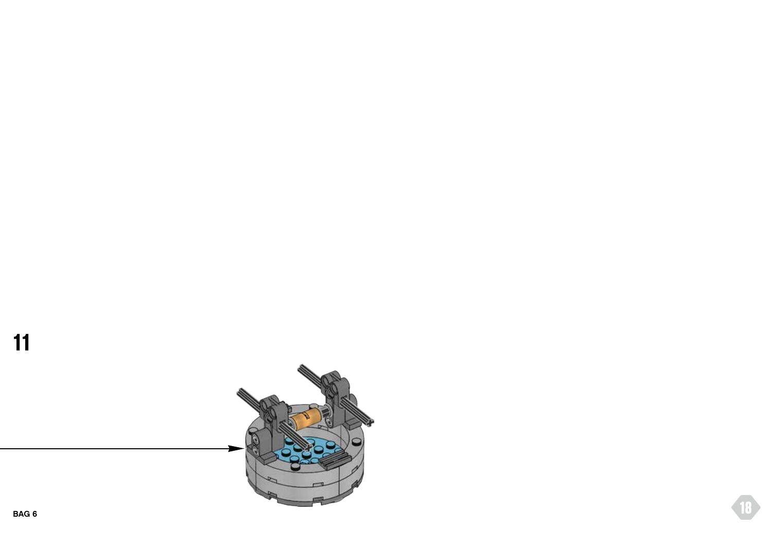11

BAG 6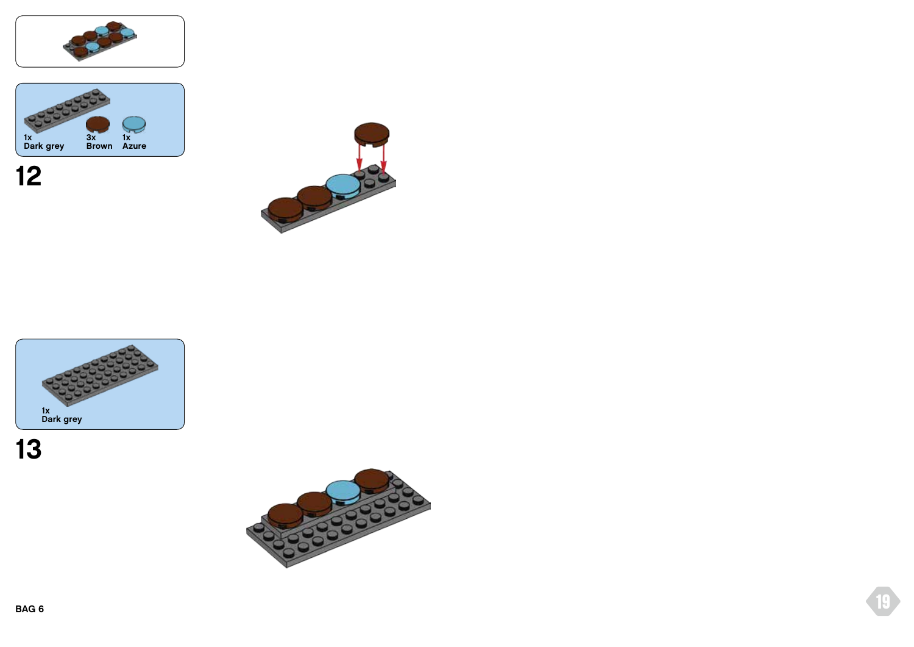1x
Dark grey

3x
Brown

1x
Azure

## 12

1x
Dark grey

## 13

BAG 6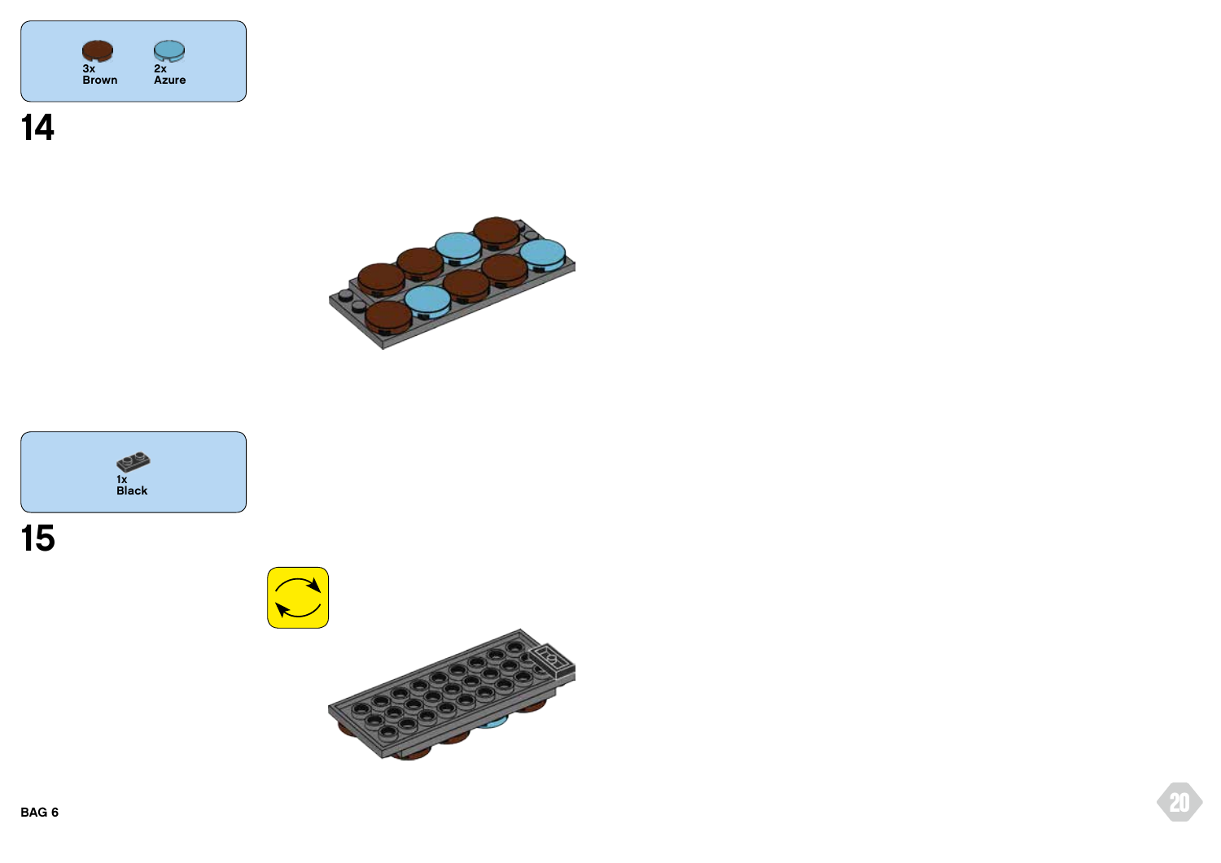3x
Brown

2x
Azure

14

1x
Black

15

BAG 6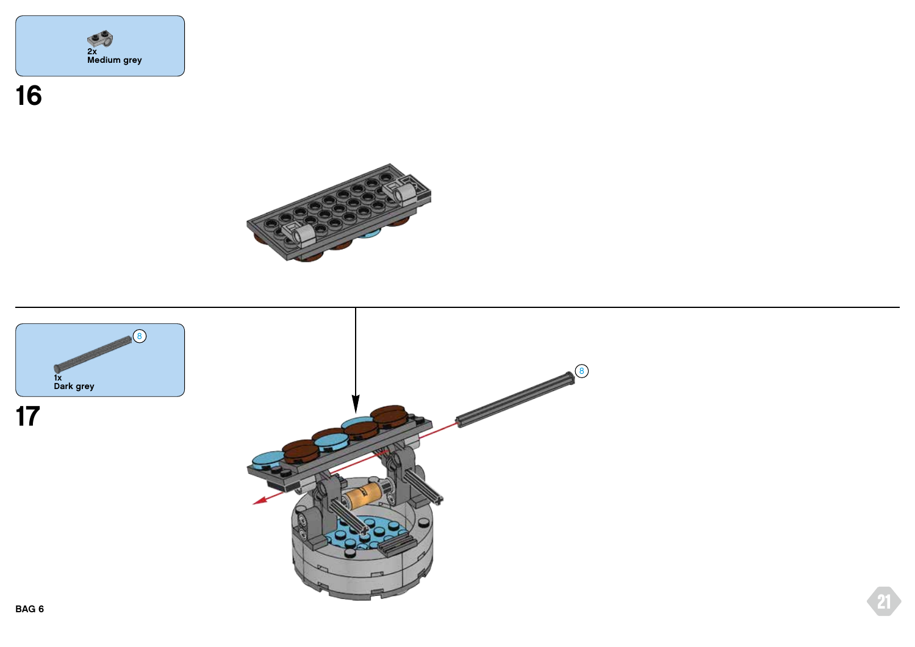2x
Medium grey

16

1x
Dark grey

8

17

8

BAG 6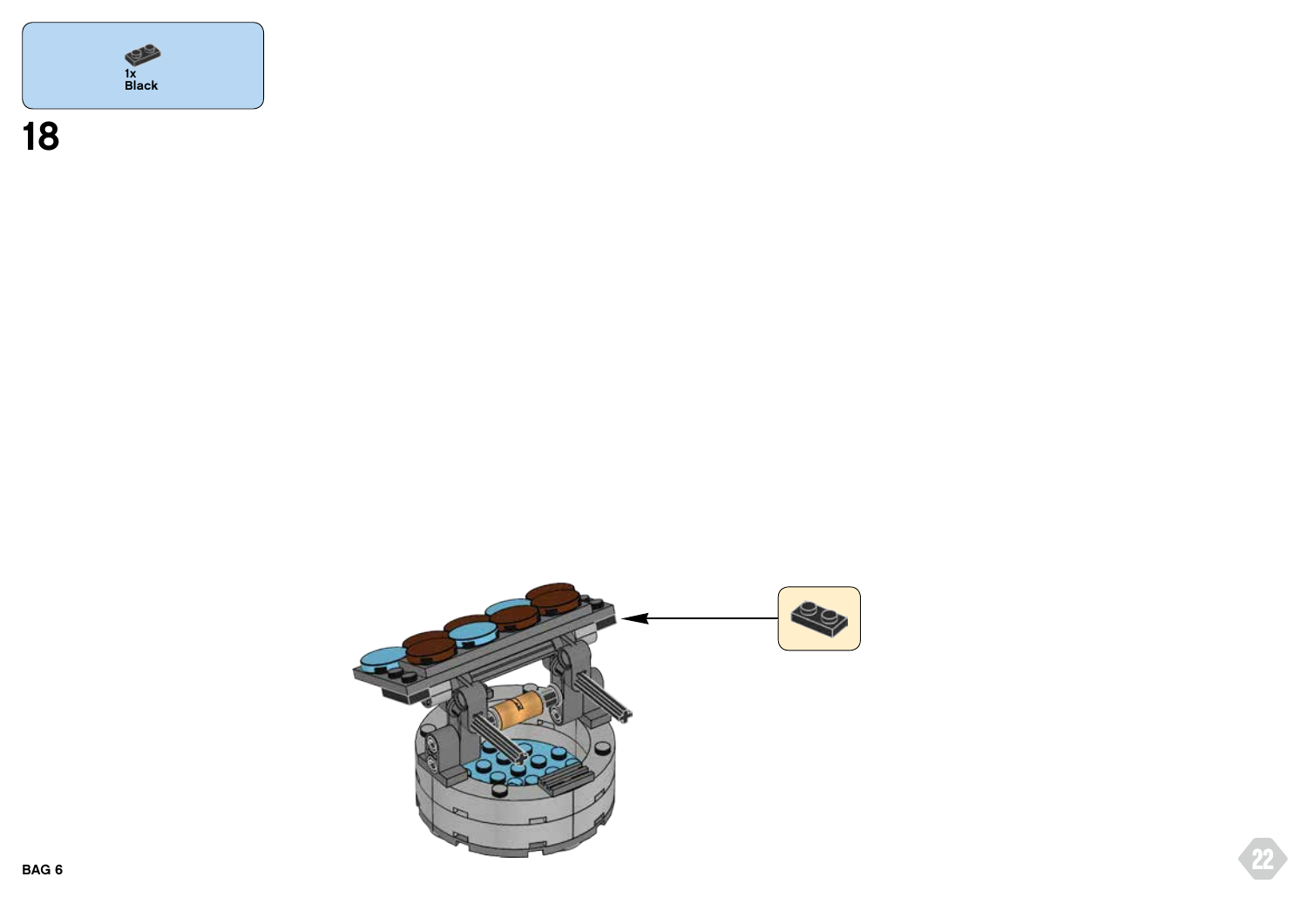1x
Black

18

BAG 6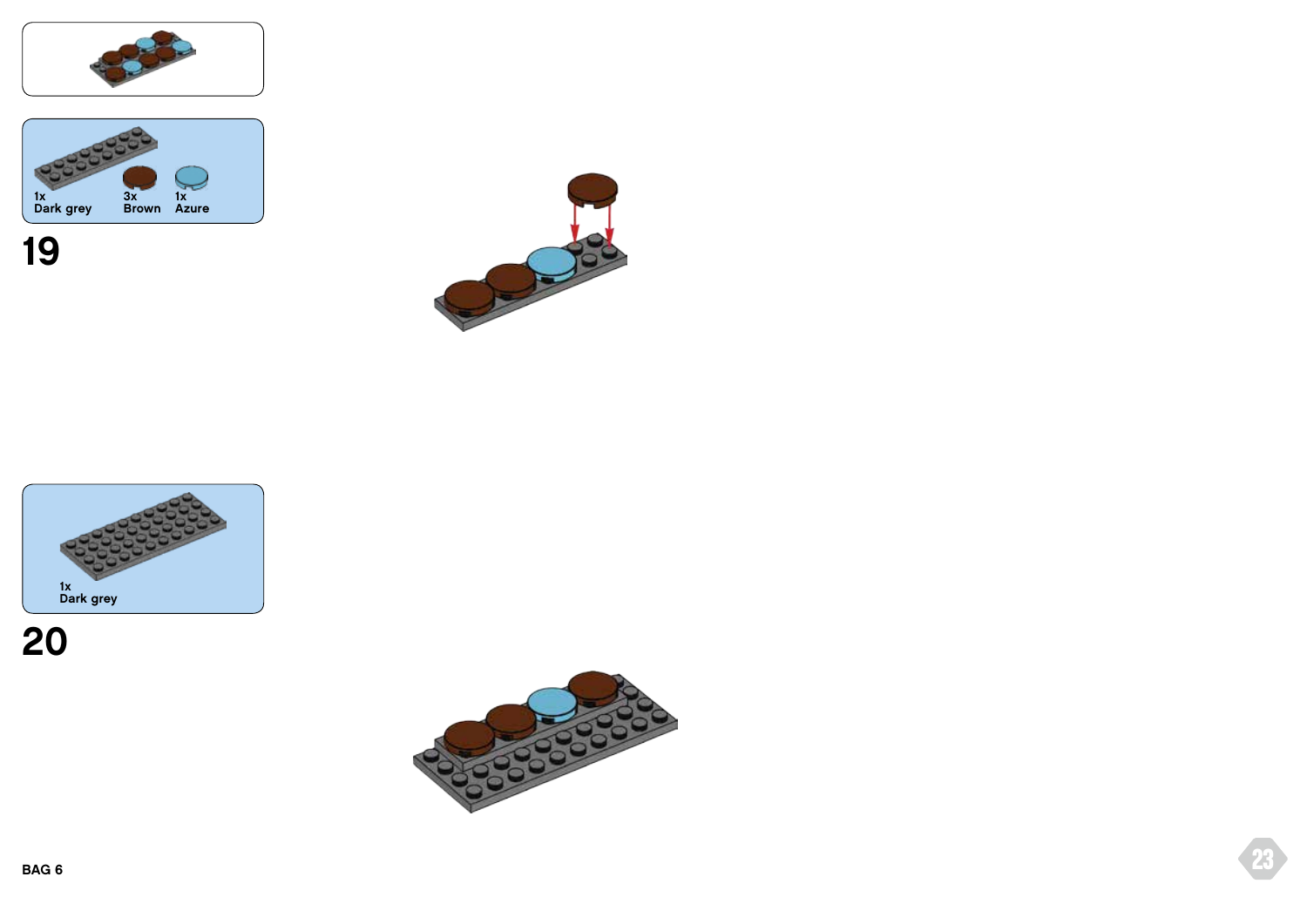1x
Dark grey

3x
Brown

1x
Azure

19

1x
Dark grey

20

BAG 6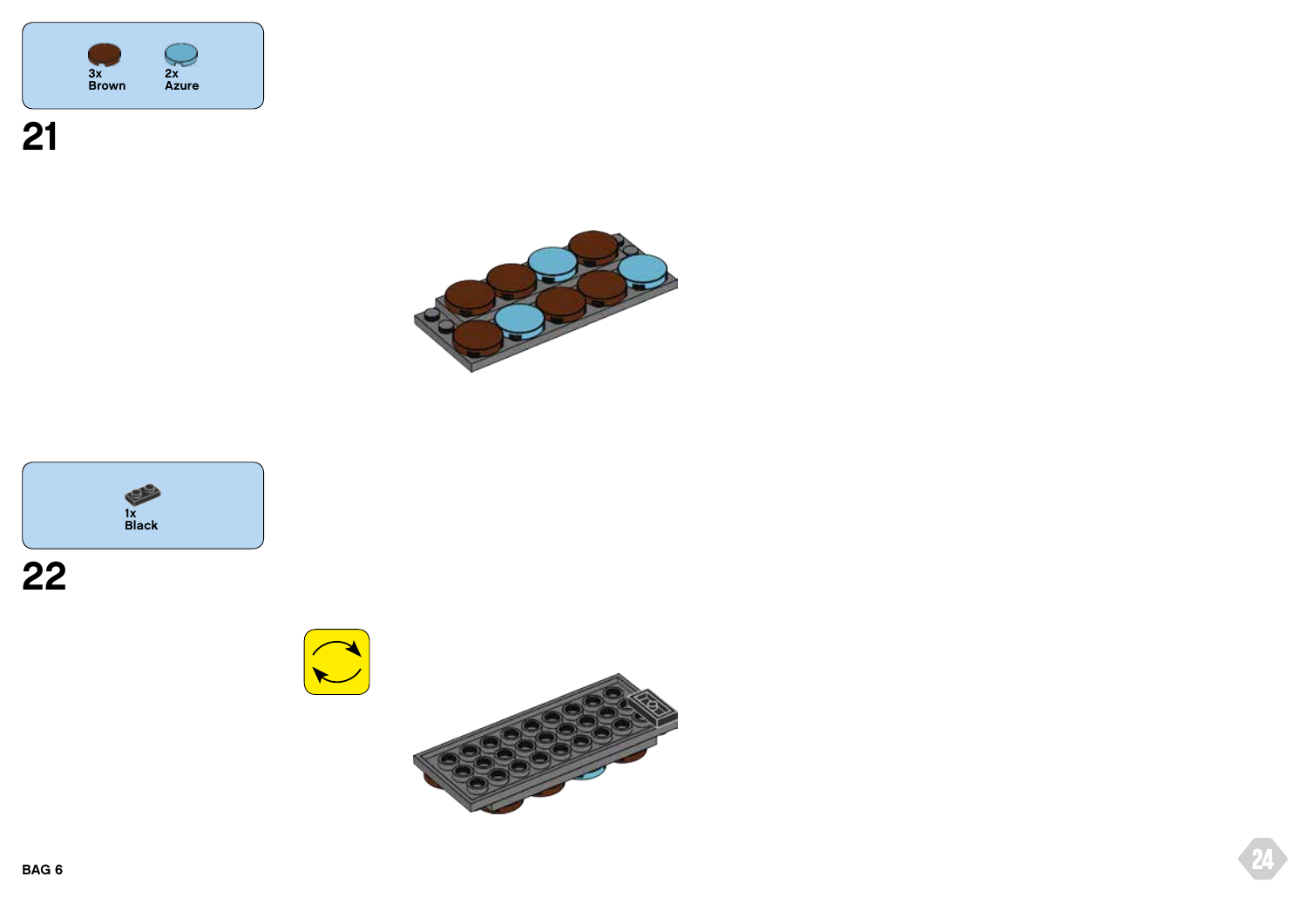3x
Brown

2x
Azure

## 21

1x
Black

## 22

BAG 6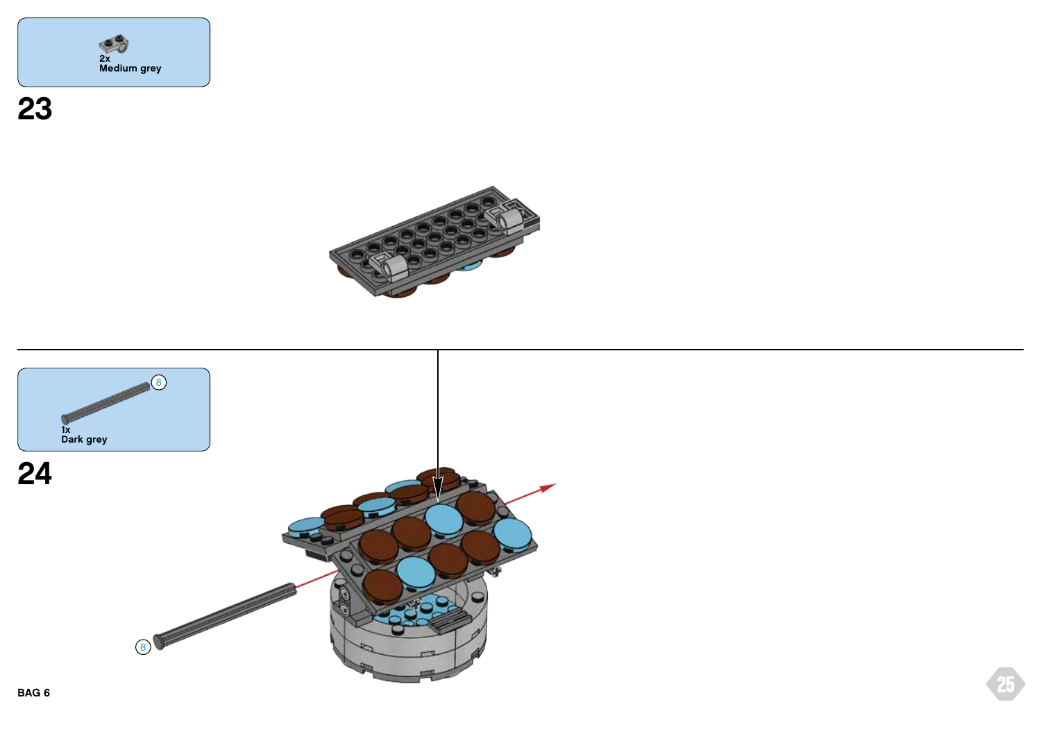2x
Medium grey

23

8

1x
Dark grey

24

8

BAG 6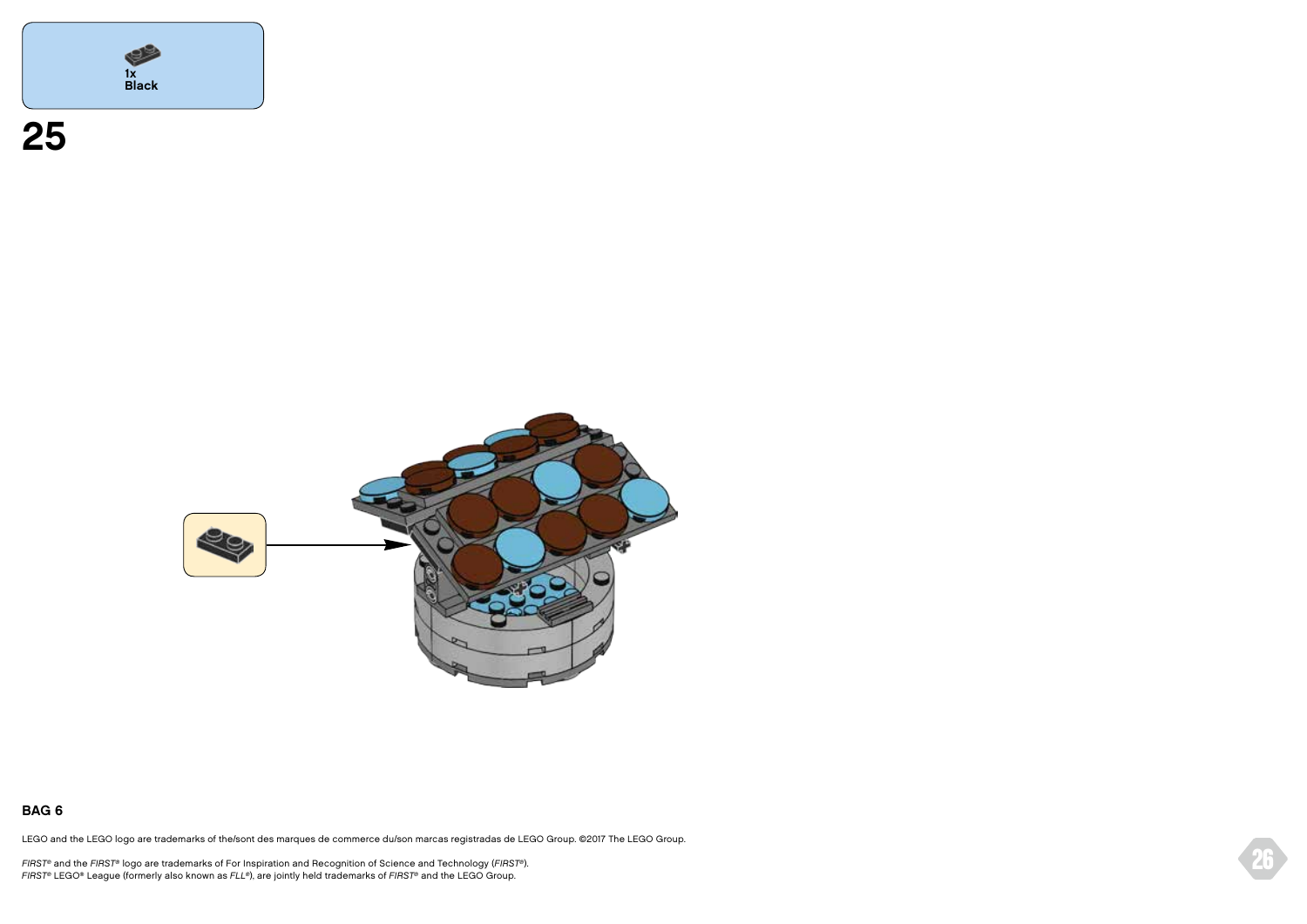1x
Black

25

BAG 6

LEGO and the LEGO logo are trademarks of the/sont des marques de commerce du/son marcas registradas de LEGO Group. ©2017 The LEGO Group.

*FIRST*® and the *FIRST*® logo are trademarks of For Inspiration and Recognition of Science and Technology (*FIRST*®).
*FIRST*® LEGO® League (formerly also known as *FLL*®), are jointly held trademarks of *FIRST*® and the LEGO Group.